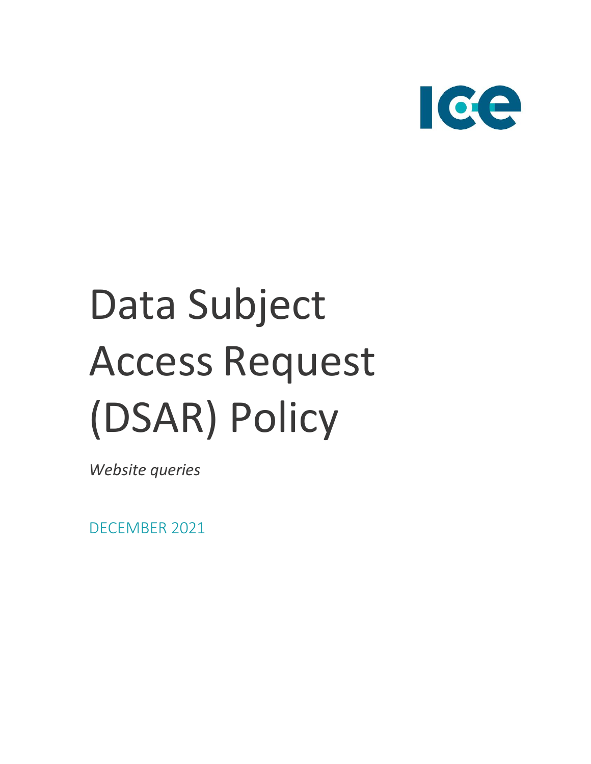# Data Subject Access Request (DSAR) Policy

*Website queries*

DECEMBER 2021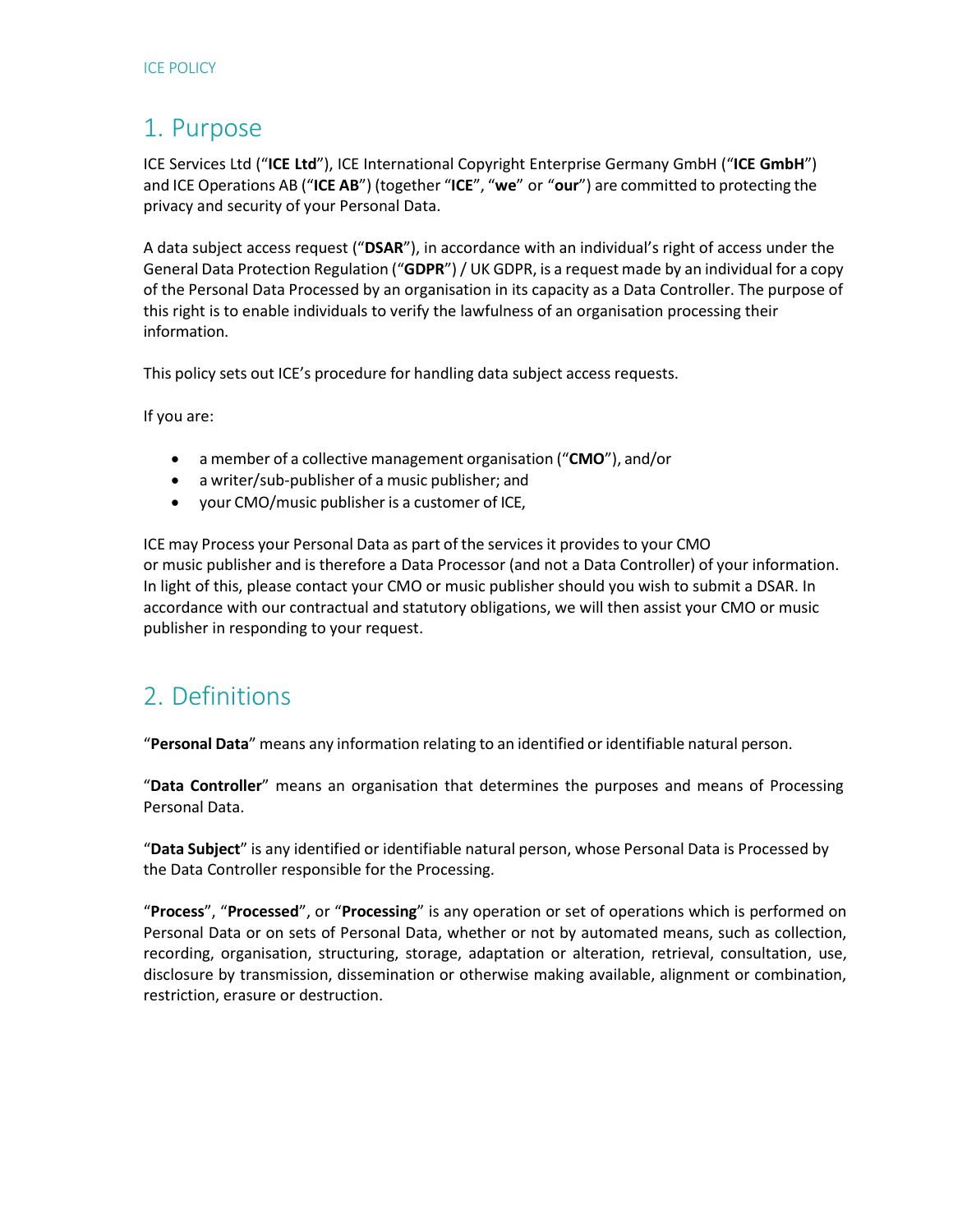## 1. Purpose

ICE Services Ltd (“**ICE Ltd**”), ICE International Copyright Enterprise Germany GmbH (“**ICE GmbH**”) and ICE Operations AB (“**ICE AB**”) (together “**ICE**”, “**we**” or “**our**”) are committed to protecting the privacy and security of your Personal Data.

A data subject access request (“**DSAR**”), in accordance with an individual’s right of access under the General Data Protection Regulation (“**GDPR**”) / UK GDPR, is a request made by an individual for a copy of the Personal Data Processed by an organisation in its capacity as a Data Controller. The purpose of this right is to enable individuals to verify the lawfulness of an organisation processing their information.

This policy sets out ICE’s procedure for handling data subject access requests.

If you are:

- a member of a collective management organisation (“**CMO**”), and/or
- a writer/sub-publisher of a music publisher; and
- your CMO/music publisher is a customer of ICE,

ICE may Process your Personal Data as part of the services it provides to your CMO or music publisher and is therefore a Data Processor (and not a Data Controller) of your information. In light of this, please contact your CMO or music publisher should you wish to submit a DSAR. In accordance with our contractual and statutory obligations, we will then assist your CMO or music publisher in responding to your request.

## 2. Definitions

“**Personal Data**” means any information relating to an identified or identifiable natural person.

“**Data Controller**” means an organisation that determines the purposes and means of Processing Personal Data.

“**Data Subject**” is any identified or identifiable natural person, whose Personal Data is Processed by the Data Controller responsible for the Processing.

“**Process**”, “**Processed**”, or “**Processing**” is any operation or set of operations which is performed on Personal Data or on sets of Personal Data, whether or not by automated means, such as collection, recording, organisation, structuring, storage, adaptation or alteration, retrieval, consultation, use, disclosure by transmission, dissemination or otherwise making available, alignment or combination, restriction, erasure or destruction.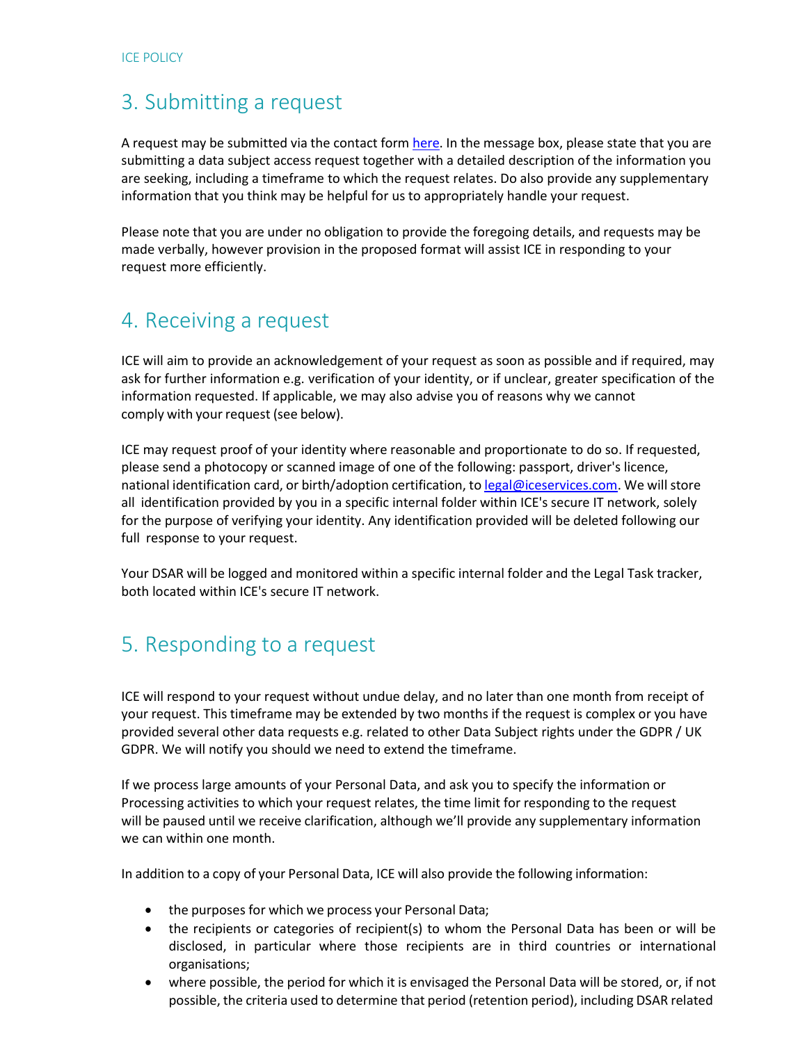## 3. Submitting a request

A request may be submitted via the contact form here. In the message box, please state that you are submitting a data subject access request together with a detailed description of the information you are seeking, including a timeframe to which the request relates. Do also provide any supplementary information that you think may be helpful for us to appropriately handle your request.

Please note that you are under no obligation to provide the foregoing details, and requests may be made verbally, however provision in the proposed format will assist ICE in responding to your request more efficiently.

## 4. Receiving a request

ICE will aim to provide an acknowledgement of your request as soon as possible and if required, may ask for further information e.g. verification of your identity, or if unclear, greater specification of the information requested. If applicable, we may also advise you of reasons why we cannot comply with your request (see below).

ICE may request proof of your identity where reasonable and proportionate to do so. If requested, please send a photocopy or scanned image of one of the following: passport, driver's licence, national identification card, or birth/adoption certification, to legal@iceservices.com. We will store all identification provided by you in a specific internal folder within ICE's secure IT network, solely for the purpose of verifying your identity. Any identification provided will be deleted following our full response to your request.

Your DSAR will be logged and monitored within a specific internal folder and the Legal Task tracker, both located within ICE's secure IT network.

## 5. Responding to a request

ICE will respond to your request without undue delay, and no later than one month from receipt of your request. This timeframe may be extended by two months if the request is complex or you have provided several other data requests e.g. related to other Data Subject rights under the GDPR / UK GDPR. We will notify you should we need to extend the timeframe.

If we process large amounts of your Personal Data, and ask you to specify the information or Processing activities to which your request relates, the time limit for responding to the request will be paused until we receive clarification, although we'll provide any supplementary information we can within one month.

In addition to a copy of your Personal Data, ICE will also provide the following information:

- the purposes for which we process your Personal Data;
- the recipients or categories of recipient(s) to whom the Personal Data has been or will be disclosed, in particular where those recipients are in third countries or international organisations;
- where possible, the period for which it is envisaged the Personal Data will be stored, or, if not possible, the criteria used to determine that period (retention period), including DSAR related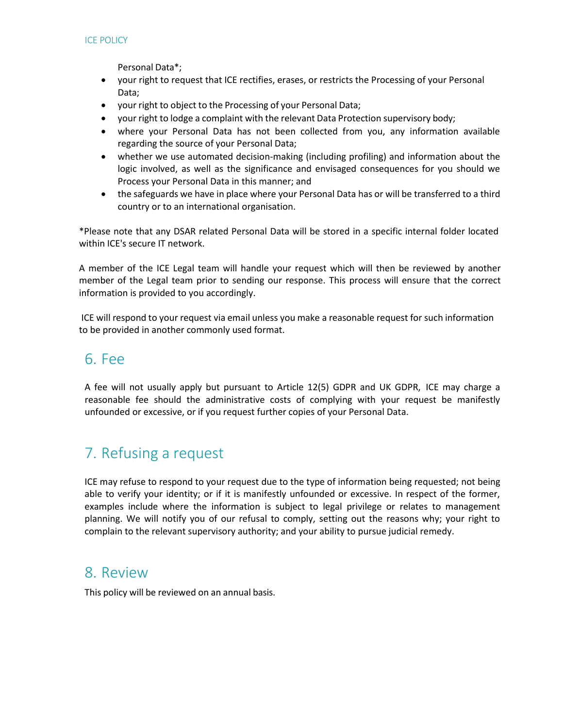Personal Data*;

- your right to request that ICE rectifies, erases, or restricts the Processing of your Personal Data;
- your right to object to the Processing of your Personal Data;
- your right to lodge a complaint with the relevant Data Protection supervisory body;
- where your Personal Data has not been collected from you, any information available regarding the source of your Personal Data;
- whether we use automated decision-making (including profiling) and information about the logic involved, as well as the significance and envisaged consequences for you should we Process your Personal Data in this manner; and
- the safeguards we have in place where your Personal Data has or will be transferred to a third country or to an international organisation.

*Please note that any DSAR related Personal Data will be stored in a specific internal folder located within ICE's secure IT network.

A member of the ICE Legal team will handle your request which will then be reviewed by another member of the Legal team prior to sending our response. This process will ensure that the correct information is provided to you accordingly.

ICE will respond to your request via email unless you make a reasonable request for such information to be provided in another commonly used format.

## 6. Fee

A fee will not usually apply but pursuant to Article 12(5) GDPR and UK GDPR, ICE may charge a reasonable fee should the administrative costs of complying with your request be manifestly unfounded or excessive, or if you request further copies of your Personal Data.

## 7. Refusing a request

ICE may refuse to respond to your request due to the type of information being requested; not being able to verify your identity; or if it is manifestly unfounded or excessive. In respect of the former, examples include where the information is subject to legal privilege or relates to management planning. We will notify you of our refusal to comply, setting out the reasons why; your right to complain to the relevant supervisory authority; and your ability to pursue judicial remedy.

## 8. Review

This policy will be reviewed on an annual basis.